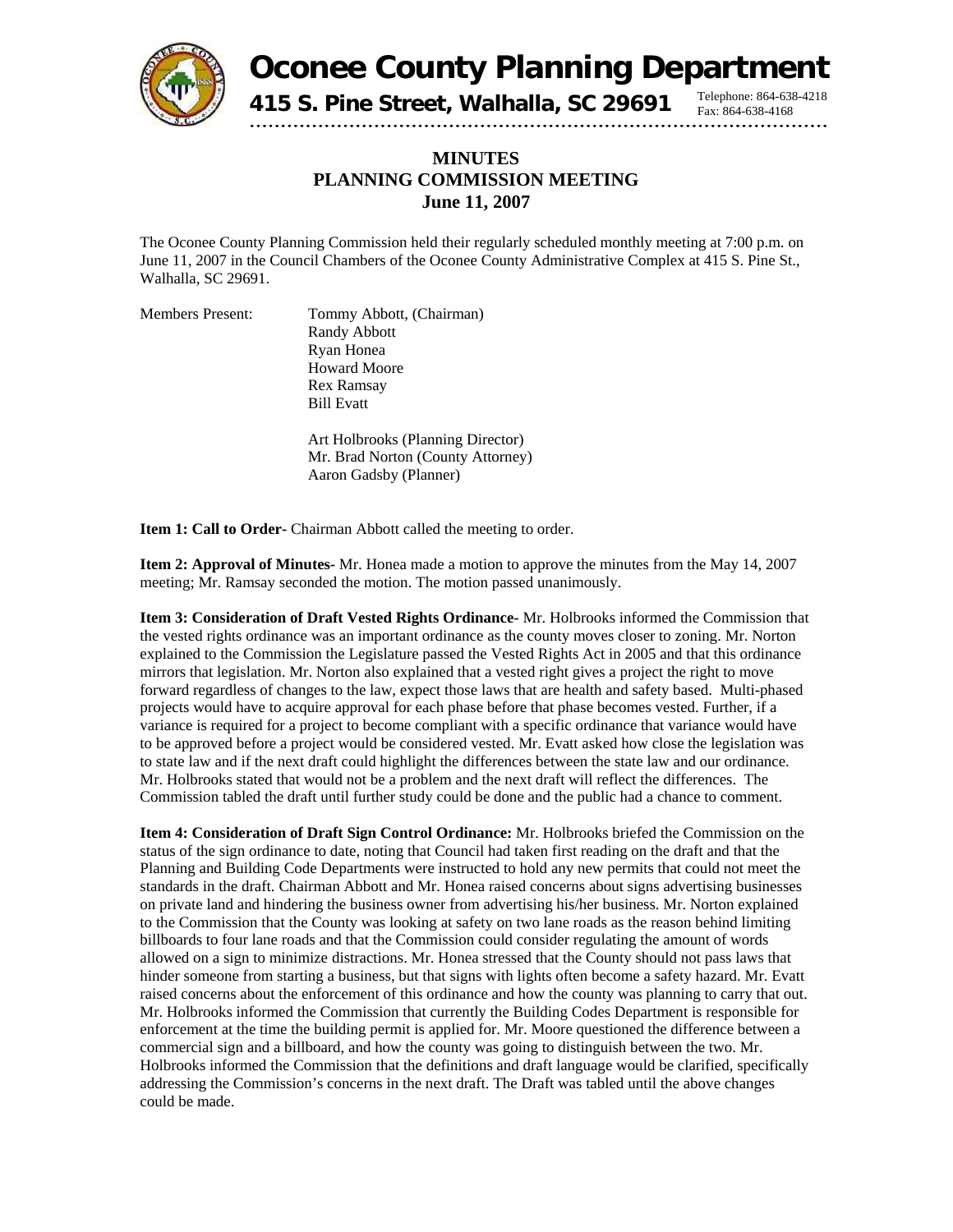# Oconee County Planning Department

**415 S. Pine Street, Walhalla, SC 29691**

Telephone: 864-638-4218
Fax: 864-638-4168

## MINUTES
## PLANNING COMMISSION MEETING
## June 11, 2007

The Oconee County Planning Commission held their regularly scheduled monthly meeting at 7:00 p.m. on June 11, 2007 in the Council Chambers of the Oconee County Administrative Complex at 415 S. Pine St., Walhalla, SC 29691.

Members Present:
- Tommy Abbott, (Chairman)
- Randy Abbott
- Ryan Honea
- Howard Moore
- Rex Ramsay
- Bill Evatt

- Art Holbrooks (Planning Director)
- Mr. Brad Norton (County Attorney)
- Aaron Gadsby (Planner)

**Item 1: Call to Order-** Chairman Abbott called the meeting to order.

**Item 2: Approval of Minutes-** Mr. Honea made a motion to approve the minutes from the May 14, 2007 meeting; Mr. Ramsay seconded the motion. The motion passed unanimously.

**Item 3: Consideration of Draft Vested Rights Ordinance-** Mr. Holbrooks informed the Commission that the vested rights ordinance was an important ordinance as the county moves closer to zoning. Mr. Norton explained to the Commission the Legislature passed the Vested Rights Act in 2005 and that this ordinance mirrors that legislation. Mr. Norton also explained that a vested right gives a project the right to move forward regardless of changes to the law, expect those laws that are health and safety based. Multi-phased projects would have to acquire approval for each phase before that phase becomes vested. Further, if a variance is required for a project to become compliant with a specific ordinance that variance would have to be approved before a project would be considered vested. Mr. Evatt asked how close the legislation was to state law and if the next draft could highlight the differences between the state law and our ordinance. Mr. Holbrooks stated that would not be a problem and the next draft will reflect the differences. The Commission tabled the draft until further study could be done and the public had a chance to comment.

**Item 4: Consideration of Draft Sign Control Ordinance:** Mr. Holbrooks briefed the Commission on the status of the sign ordinance to date, noting that Council had taken first reading on the draft and that the Planning and Building Code Departments were instructed to hold any new permits that could not meet the standards in the draft. Chairman Abbott and Mr. Honea raised concerns about signs advertising businesses on private land and hindering the business owner from advertising his/her business. Mr. Norton explained to the Commission that the County was looking at safety on two lane roads as the reason behind limiting billboards to four lane roads and that the Commission could consider regulating the amount of words allowed on a sign to minimize distractions. Mr. Honea stressed that the County should not pass laws that hinder someone from starting a business, but that signs with lights often become a safety hazard. Mr. Evatt raised concerns about the enforcement of this ordinance and how the county was planning to carry that out. Mr. Holbrooks informed the Commission that currently the Building Codes Department is responsible for enforcement at the time the building permit is applied for. Mr. Moore questioned the difference between a commercial sign and a billboard, and how the county was going to distinguish between the two. Mr. Holbrooks informed the Commission that the definitions and draft language would be clarified, specifically addressing the Commission's concerns in the next draft. The Draft was tabled until the above changes could be made.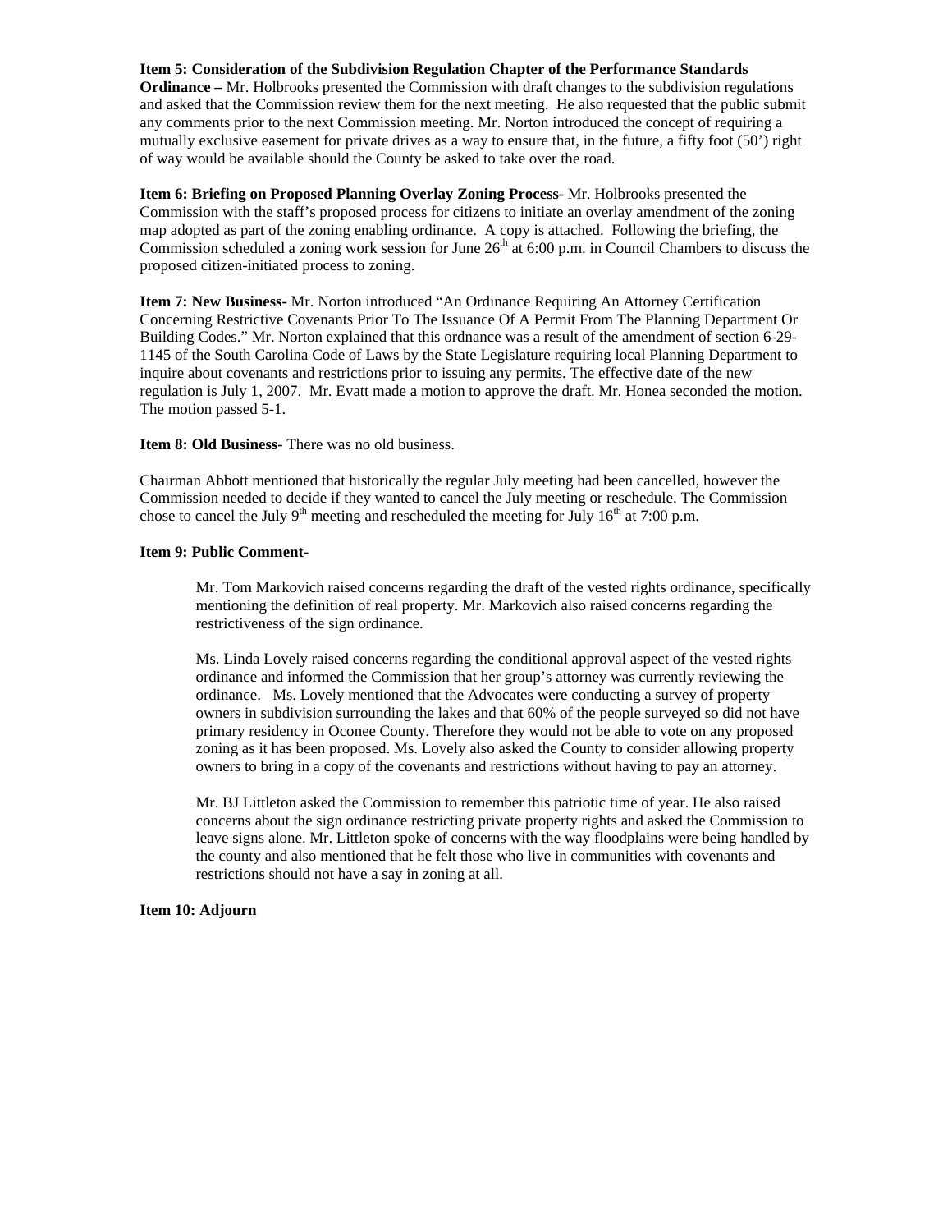**Item 5: Consideration of the Subdivision Regulation Chapter of the Performance Standards Ordinance –** Mr. Holbrooks presented the Commission with draft changes to the subdivision regulations and asked that the Commission review them for the next meeting. He also requested that the public submit any comments prior to the next Commission meeting. Mr. Norton introduced the concept of requiring a mutually exclusive easement for private drives as a way to ensure that, in the future, a fifty foot (50') right of way would be available should the County be asked to take over the road.

**Item 6: Briefing on Proposed Planning Overlay Zoning Process-** Mr. Holbrooks presented the Commission with the staff's proposed process for citizens to initiate an overlay amendment of the zoning map adopted as part of the zoning enabling ordinance. A copy is attached. Following the briefing, the Commission scheduled a zoning work session for June 26th at 6:00 p.m. in Council Chambers to discuss the proposed citizen-initiated process to zoning.

**Item 7: New Business-** Mr. Norton introduced "An Ordinance Requiring An Attorney Certification Concerning Restrictive Covenants Prior To The Issuance Of A Permit From The Planning Department Or Building Codes." Mr. Norton explained that this ordnance was a result of the amendment of section 6-29-1145 of the South Carolina Code of Laws by the State Legislature requiring local Planning Department to inquire about covenants and restrictions prior to issuing any permits. The effective date of the new regulation is July 1, 2007. Mr. Evatt made a motion to approve the draft. Mr. Honea seconded the motion. The motion passed 5-1.

**Item 8: Old Business-** There was no old business.

Chairman Abbott mentioned that historically the regular July meeting had been cancelled, however the Commission needed to decide if they wanted to cancel the July meeting or reschedule. The Commission chose to cancel the July 9th meeting and rescheduled the meeting for July 16th at 7:00 p.m.

**Item 9: Public Comment-**

Mr. Tom Markovich raised concerns regarding the draft of the vested rights ordinance, specifically mentioning the definition of real property. Mr. Markovich also raised concerns regarding the restrictiveness of the sign ordinance.

Ms. Linda Lovely raised concerns regarding the conditional approval aspect of the vested rights ordinance and informed the Commission that her group's attorney was currently reviewing the ordinance. Ms. Lovely mentioned that the Advocates were conducting a survey of property owners in subdivision surrounding the lakes and that 60% of the people surveyed so did not have primary residency in Oconee County. Therefore they would not be able to vote on any proposed zoning as it has been proposed. Ms. Lovely also asked the County to consider allowing property owners to bring in a copy of the covenants and restrictions without having to pay an attorney.

Mr. BJ Littleton asked the Commission to remember this patriotic time of year. He also raised concerns about the sign ordinance restricting private property rights and asked the Commission to leave signs alone. Mr. Littleton spoke of concerns with the way floodplains were being handled by the county and also mentioned that he felt those who live in communities with covenants and restrictions should not have a say in zoning at all.

**Item 10: Adjourn**